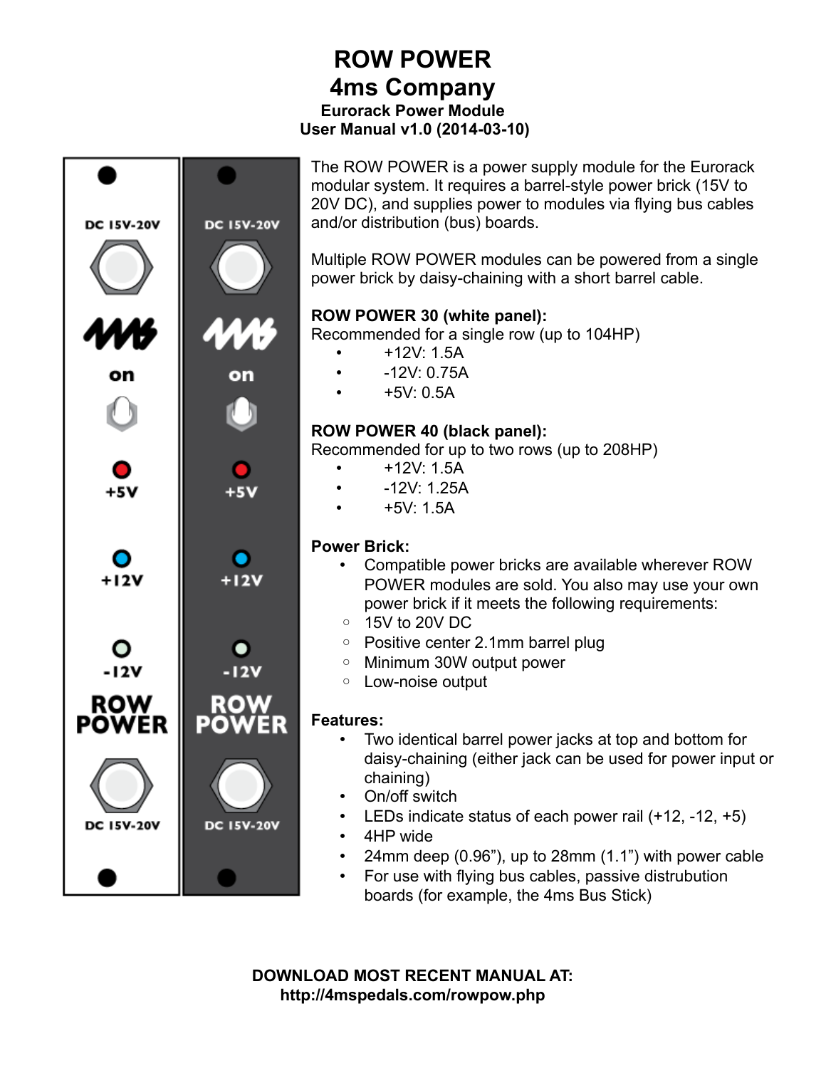# ROW POWER
# 4ms Company
### Eurorack Power Module
### User Manual v1.0 (2014-03-10)

The ROW POWER is a power supply module for the Eurorack modular system. It requires a barrel-style power brick (15V to 20V DC), and supplies power to modules via flying bus cables and/or distribution (bus) boards.

Multiple ROW POWER modules can be powered from a single power brick by daisy-chaining with a short barrel cable.

**ROW POWER 30 (white panel):**
Recommended for a single row (up to 104HP)

- +12V: 1.5A
- -12V: 0.75A
- +5V: 0.5A

**ROW POWER 40 (black panel):**
Recommended for up to two rows (up to 208HP)

- +12V: 1.5A
- -12V: 1.25A
- +5V: 1.5A

**Power Brick:**

- Compatible power bricks are available wherever ROW POWER modules are sold. You also may use your own power brick if it meets the following requirements:
  - 15V to 20V DC
  - Positive center 2.1mm barrel plug
  - Minimum 30W output power
  - Low-noise output

**Features:**

- Two identical barrel power jacks at top and bottom for daisy-chaining (either jack can be used for power input or chaining)
- On/off switch
- LEDs indicate status of each power rail (+12, -12, +5)
- 4HP wide
- 24mm deep (0.96"), up to 28mm (1.1") with power cable
- For use with flying bus cables, passive distrubution boards (for example, the 4ms Bus Stick)

**DOWNLOAD MOST RECENT MANUAL AT:**
**http://4mspedals.com/rowpow.php**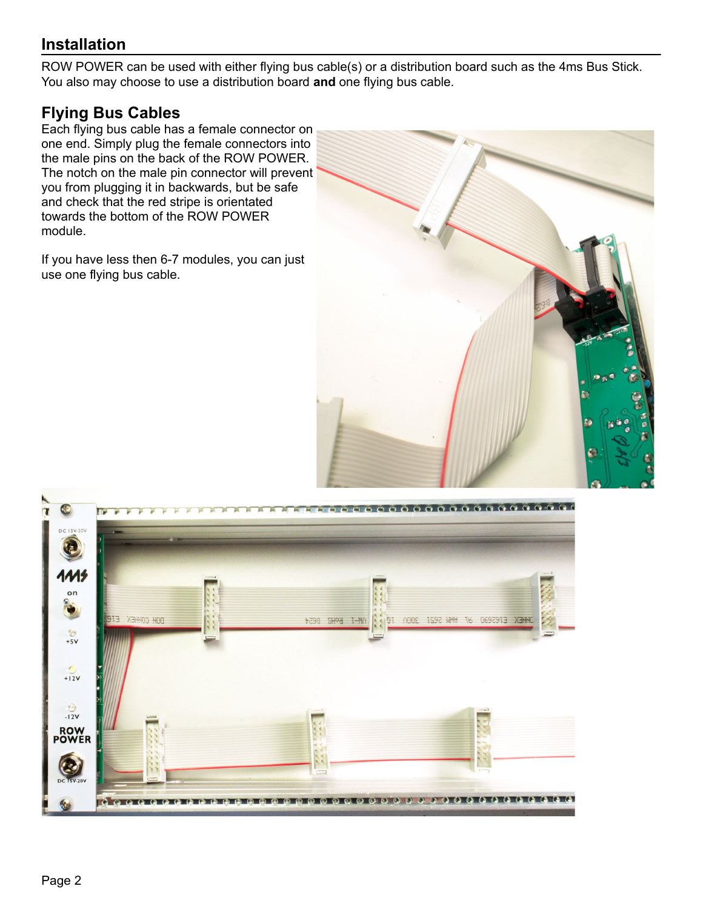## Installation

ROW POWER can be used with either flying bus cable(s) or a distribution board such as the 4ms Bus Stick. You also may choose to use a distribution board **and** one flying bus cable.

### Flying Bus Cables

Each flying bus cable has a female connector on one end. Simply plug the female connectors into the male pins on the back of the ROW POWER. The notch on the male pin connector will prevent you from plugging it in backwards, but be safe and check that the red stripe is orientated towards the bottom of the ROW POWER module.

If you have less then 6-7 modules, you can just use one flying bus cable.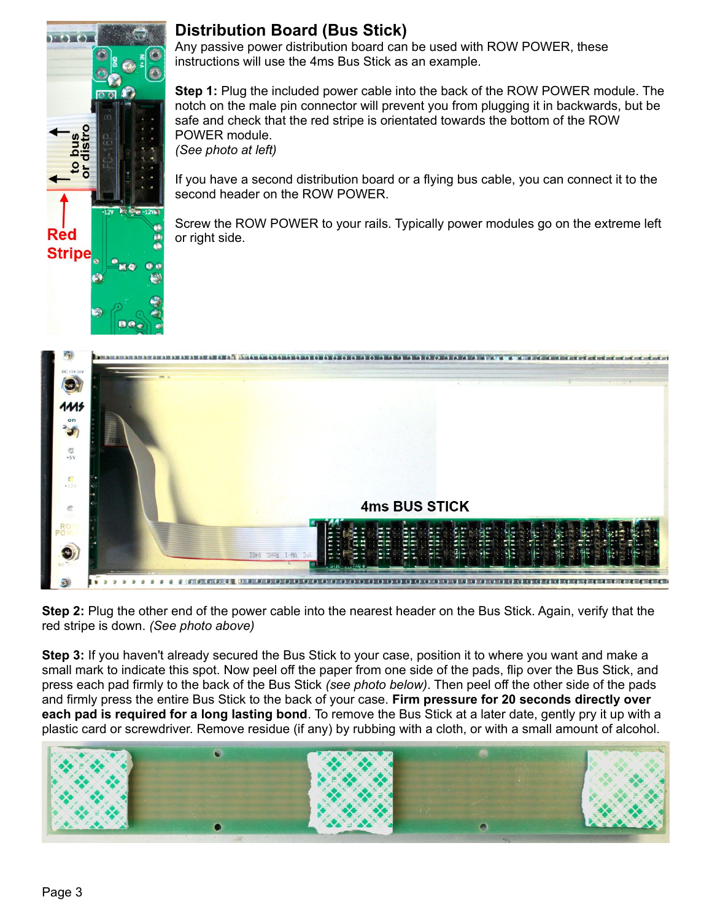## Distribution Board (Bus Stick)

Any passive power distribution board can be used with ROW POWER, these instructions will use the 4ms Bus Stick as an example.

**Step 1:** Plug the included power cable into the back of the ROW POWER module. The notch on the male pin connector will prevent you from plugging it in backwards, but be safe and check that the red stripe is orientated towards the bottom of the ROW POWER module.
*(See photo at left)*

If you have a second distribution board or a flying bus cable, you can connect it to the second header on the ROW POWER.

Screw the ROW POWER to your rails. Typically power modules go on the extreme left or right side.

**Step 2:** Plug the other end of the power cable into the nearest header on the Bus Stick. Again, verify that the red stripe is down. *(See photo above)*

**Step 3:** If you haven't already secured the Bus Stick to your case, position it to where you want and make a small mark to indicate this spot. Now peel off the paper from one side of the pads, flip over the Bus Stick, and press each pad firmly to the back of the Bus Stick *(see photo below)*. Then peel off the other side of the pads and firmly press the entire Bus Stick to the back of your case. **Firm pressure for 20 seconds directly over each pad is required for a long lasting bond**. To remove the Bus Stick at a later date, gently pry it up with a plastic card or screwdriver. Remove residue (if any) by rubbing with a cloth, or with a small amount of alcohol.